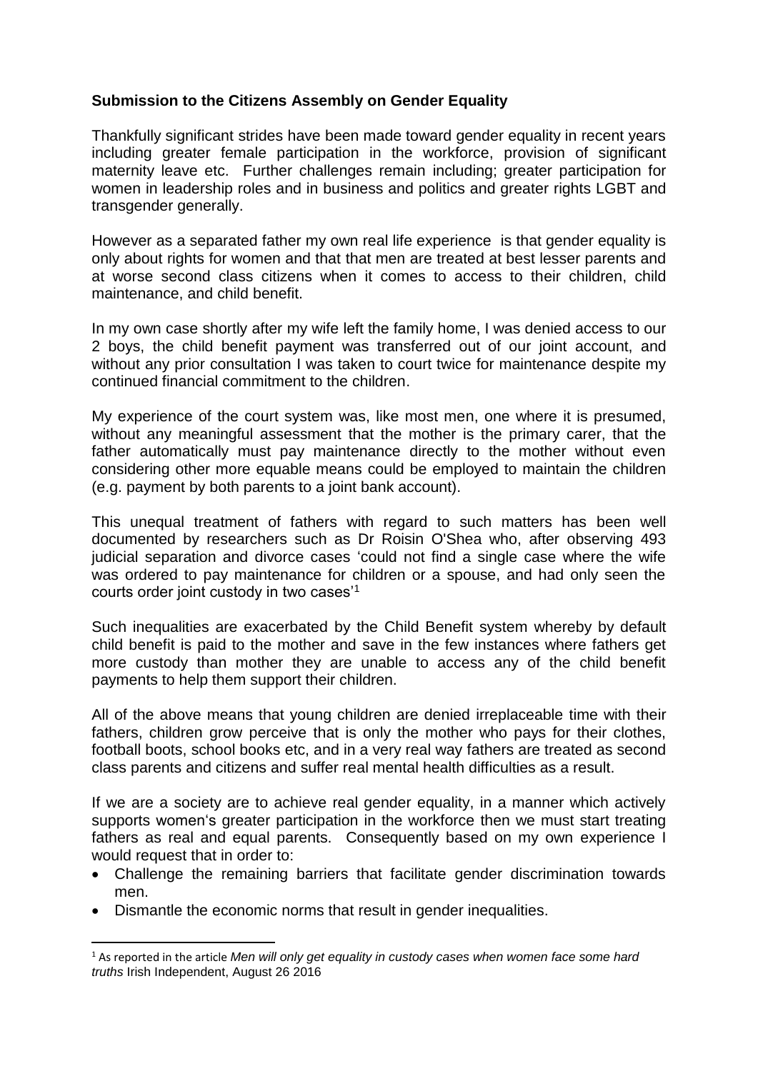**Submission to the Citizens Assembly on Gender Equality**

Thankfully significant strides have been made toward gender equality in recent years including greater female participation in the workforce, provision of significant maternity leave etc. Further challenges remain including; greater participation for women in leadership roles and in business and politics and greater rights LGBT and transgender generally.

However as a separated father my own real life experience is that gender equality is only about rights for women and that that men are treated at best lesser parents and at worse second class citizens when it comes to access to their children, child maintenance, and child benefit.

In my own case shortly after my wife left the family home, I was denied access to our 2 boys, the child benefit payment was transferred out of our joint account, and without any prior consultation I was taken to court twice for maintenance despite my continued financial commitment to the children.

My experience of the court system was, like most men, one where it is presumed, without any meaningful assessment that the mother is the primary carer, that the father automatically must pay maintenance directly to the mother without even considering other more equable means could be employed to maintain the children (e.g. payment by both parents to a joint bank account).

This unequal treatment of fathers with regard to such matters has been well documented by researchers such as Dr Roisin O'Shea who, after observing 493 judicial separation and divorce cases 'could not find a single case where the wife was ordered to pay maintenance for children or a spouse, and had only seen the courts order joint custody in two cases'[1]

Such inequalities are exacerbated by the Child Benefit system whereby by default child benefit is paid to the mother and save in the few instances where fathers get more custody than mother they are unable to access any of the child benefit payments to help them support their children.

All of the above means that young children are denied irreplaceable time with their fathers, children grow perceive that is only the mother who pays for their clothes, football boots, school books etc, and in a very real way fathers are treated as second class parents and citizens and suffer real mental health difficulties as a result.

If we are a society are to achieve real gender equality, in a manner which actively supports women's greater participation in the workforce then we must start treating fathers as real and equal parents. Consequently based on my own experience I would request that in order to:

- Challenge the remaining barriers that facilitate gender discrimination towards men.
- Dismantle the economic norms that result in gender inequalities.

[1] As reported in the article *Men will only get equality in custody cases when women face some hard truths* Irish Independent, August 26 2016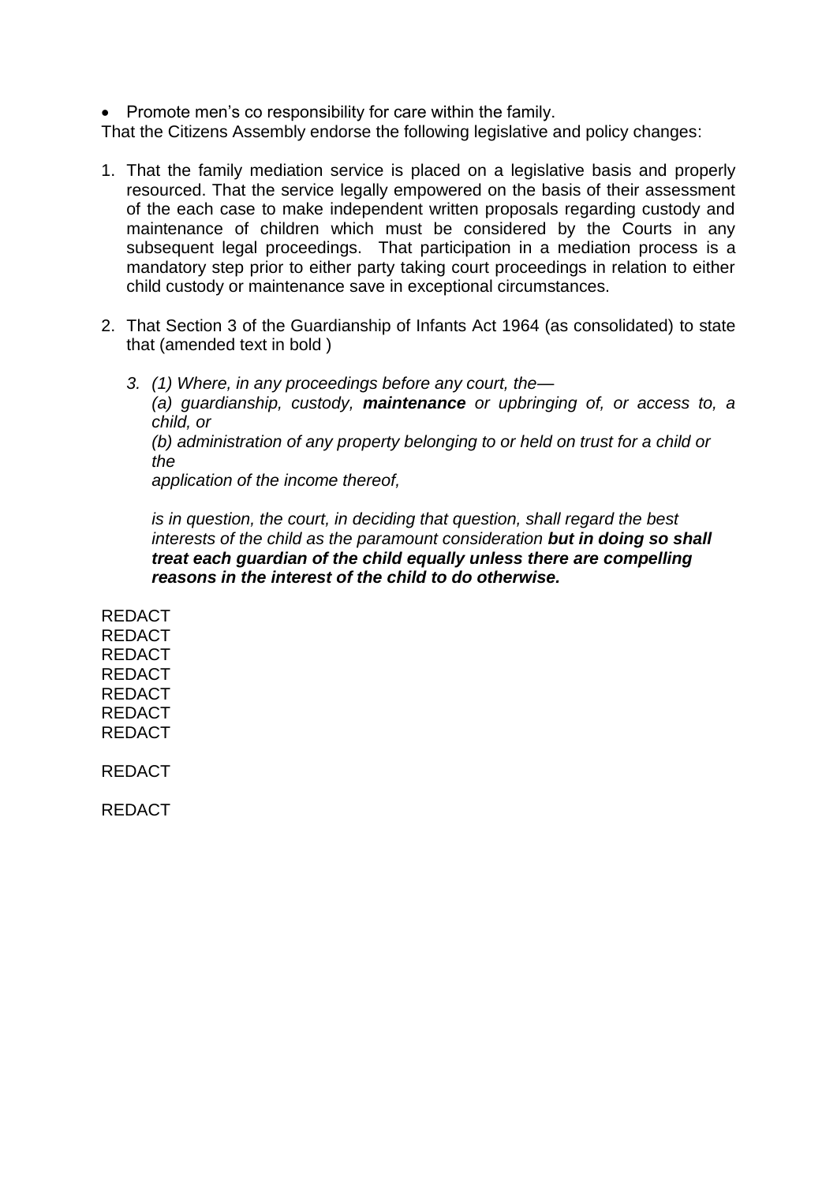- Promote men's co responsibility for care within the family.

That the Citizens Assembly endorse the following legislative and policy changes:

1. That the family mediation service is placed on a legislative basis and properly resourced. That the service legally empowered on the basis of their assessment of the each case to make independent written proposals regarding custody and maintenance of children which must be considered by the Courts in any subsequent legal proceedings. That participation in a mediation process is a mandatory step prior to either party taking court proceedings in relation to either child custody or maintenance save in exceptional circumstances.

2. That Section 3 of the Guardianship of Infants Act 1964 (as consolidated) to state that (amended text in bold )

   *3. (1) Where, in any proceedings before any court, the—*
   *(a) guardianship, custody, **maintenance** or upbringing of, or access to, a child, or*
   *(b) administration of any property belonging to or held on trust for a child or the*
   *application of the income thereof,*

   *is in question, the court, in deciding that question, shall regard the best interests of the child as the paramount consideration **but in doing so shall treat each guardian of the child equally unless there are compelling reasons in the interest of the child to do otherwise.***

REDACT
REDACT
REDACT
REDACT
REDACT
REDACT
REDACT

REDACT

REDACT